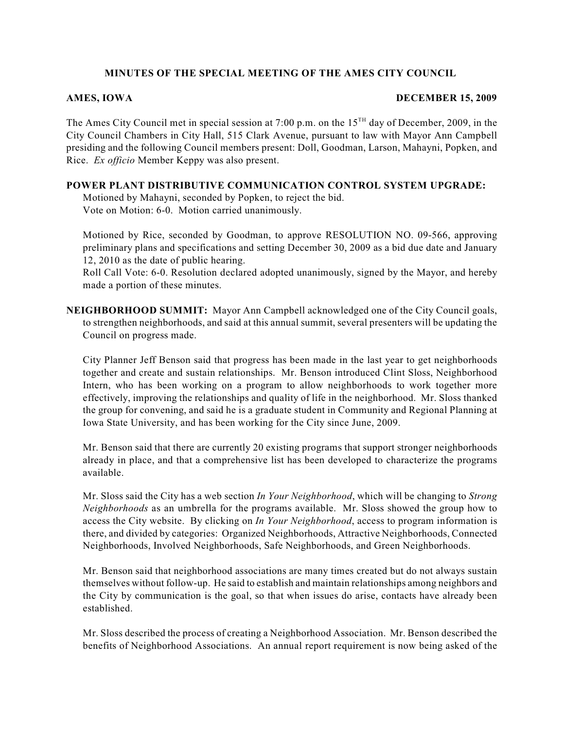**MINUTES OF THE SPECIAL MEETING OF THE AMES CITY COUNCIL**

**AMES, IOWA** **DECEMBER 15, 2009**

The Ames City Council met in special session at 7:00 p.m. on the 15TH day of December, 2009, in the City Council Chambers in City Hall, 515 Clark Avenue, pursuant to law with Mayor Ann Campbell presiding and the following Council members present: Doll, Goodman, Larson, Mahayni, Popken, and Rice. *Ex officio* Member Keppy was also present.

**POWER PLANT DISTRIBUTIVE COMMUNICATION CONTROL SYSTEM UPGRADE:**
Motioned by Mahayni, seconded by Popken, to reject the bid.
Vote on Motion: 6-0. Motion carried unanimously.

Motioned by Rice, seconded by Goodman, to approve RESOLUTION NO. 09-566, approving preliminary plans and specifications and setting December 30, 2009 as a bid due date and January 12, 2010 as the date of public hearing.
Roll Call Vote: 6-0. Resolution declared adopted unanimously, signed by the Mayor, and hereby made a portion of these minutes.

**NEIGHBORHOOD SUMMIT:** Mayor Ann Campbell acknowledged one of the City Council goals, to strengthen neighborhoods, and said at this annual summit, several presenters will be updating the Council on progress made.

City Planner Jeff Benson said that progress has been made in the last year to get neighborhoods together and create and sustain relationships. Mr. Benson introduced Clint Sloss, Neighborhood Intern, who has been working on a program to allow neighborhoods to work together more effectively, improving the relationships and quality of life in the neighborhood. Mr. Sloss thanked the group for convening, and said he is a graduate student in Community and Regional Planning at Iowa State University, and has been working for the City since June, 2009.

Mr. Benson said that there are currently 20 existing programs that support stronger neighborhoods already in place, and that a comprehensive list has been developed to characterize the programs available.

Mr. Sloss said the City has a web section *In Your Neighborhood*, which will be changing to *Strong Neighborhoods* as an umbrella for the programs available. Mr. Sloss showed the group how to access the City website. By clicking on *In Your Neighborhood*, access to program information is there, and divided by categories: Organized Neighborhoods, Attractive Neighborhoods, Connected Neighborhoods, Involved Neighborhoods, Safe Neighborhoods, and Green Neighborhoods.

Mr. Benson said that neighborhood associations are many times created but do not always sustain themselves without follow-up. He said to establish and maintain relationships among neighbors and the City by communication is the goal, so that when issues do arise, contacts have already been established.

Mr. Sloss described the process of creating a Neighborhood Association. Mr. Benson described the benefits of Neighborhood Associations. An annual report requirement is now being asked of the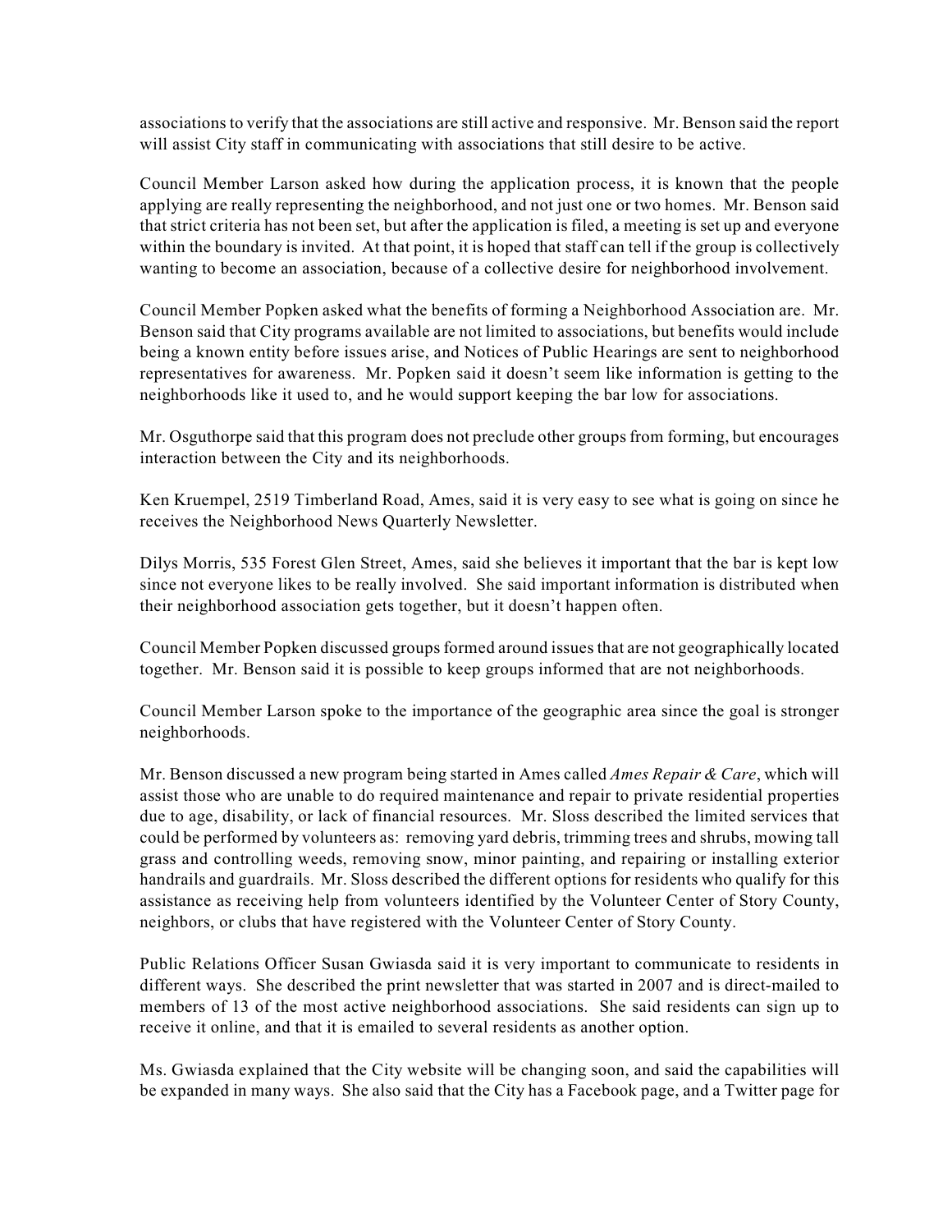associations to verify that the associations are still active and responsive. Mr. Benson said the report will assist City staff in communicating with associations that still desire to be active.

Council Member Larson asked how during the application process, it is known that the people applying are really representing the neighborhood, and not just one or two homes. Mr. Benson said that strict criteria has not been set, but after the application is filed, a meeting is set up and everyone within the boundary is invited. At that point, it is hoped that staff can tell if the group is collectively wanting to become an association, because of a collective desire for neighborhood involvement.

Council Member Popken asked what the benefits of forming a Neighborhood Association are. Mr. Benson said that City programs available are not limited to associations, but benefits would include being a known entity before issues arise, and Notices of Public Hearings are sent to neighborhood representatives for awareness. Mr. Popken said it doesn't seem like information is getting to the neighborhoods like it used to, and he would support keeping the bar low for associations.

Mr. Osguthorpe said that this program does not preclude other groups from forming, but encourages interaction between the City and its neighborhoods.

Ken Kruempel, 2519 Timberland Road, Ames, said it is very easy to see what is going on since he receives the Neighborhood News Quarterly Newsletter.

Dilys Morris, 535 Forest Glen Street, Ames, said she believes it important that the bar is kept low since not everyone likes to be really involved. She said important information is distributed when their neighborhood association gets together, but it doesn't happen often.

Council Member Popken discussed groups formed around issues that are not geographically located together. Mr. Benson said it is possible to keep groups informed that are not neighborhoods.

Council Member Larson spoke to the importance of the geographic area since the goal is stronger neighborhoods.

Mr. Benson discussed a new program being started in Ames called *Ames Repair & Care*, which will assist those who are unable to do required maintenance and repair to private residential properties due to age, disability, or lack of financial resources. Mr. Sloss described the limited services that could be performed by volunteers as: removing yard debris, trimming trees and shrubs, mowing tall grass and controlling weeds, removing snow, minor painting, and repairing or installing exterior handrails and guardrails. Mr. Sloss described the different options for residents who qualify for this assistance as receiving help from volunteers identified by the Volunteer Center of Story County, neighbors, or clubs that have registered with the Volunteer Center of Story County.

Public Relations Officer Susan Gwiasda said it is very important to communicate to residents in different ways. She described the print newsletter that was started in 2007 and is direct-mailed to members of 13 of the most active neighborhood associations. She said residents can sign up to receive it online, and that it is emailed to several residents as another option.

Ms. Gwiasda explained that the City website will be changing soon, and said the capabilities will be expanded in many ways. She also said that the City has a Facebook page, and a Twitter page for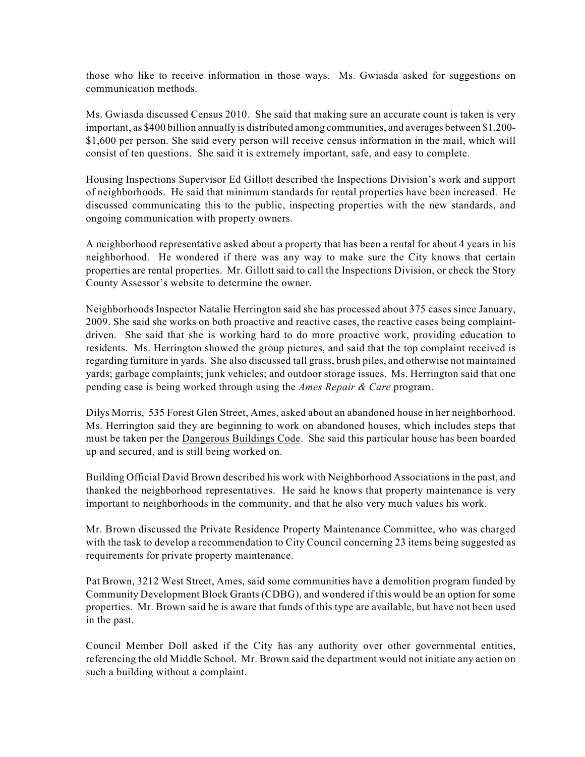those who like to receive information in those ways. Ms. Gwiasda asked for suggestions on communication methods.

Ms. Gwiasda discussed Census 2010. She said that making sure an accurate count is taken is very important, as $400 billion annually is distributed among communities, and averages between $1,200-$1,600 per person. She said every person will receive census information in the mail, which will consist of ten questions. She said it is extremely important, safe, and easy to complete.

Housing Inspections Supervisor Ed Gillott described the Inspections Division's work and support of neighborhoods. He said that minimum standards for rental properties have been increased. He discussed communicating this to the public, inspecting properties with the new standards, and ongoing communication with property owners.

A neighborhood representative asked about a property that has been a rental for about 4 years in his neighborhood. He wondered if there was any way to make sure the City knows that certain properties are rental properties. Mr. Gillott said to call the Inspections Division, or check the Story County Assessor's website to determine the owner.

Neighborhoods Inspector Natalie Herrington said she has processed about 375 cases since January, 2009. She said she works on both proactive and reactive cases, the reactive cases being complaint-driven. She said that she is working hard to do more proactive work, providing education to residents. Ms. Herrington showed the group pictures, and said that the top complaint received is regarding furniture in yards. She also discussed tall grass, brush piles, and otherwise not maintained yards; garbage complaints; junk vehicles; and outdoor storage issues. Ms. Herrington said that one pending case is being worked through using the *Ames Repair & Care* program.

Dilys Morris, 535 Forest Glen Street, Ames, asked about an abandoned house in her neighborhood. Ms. Herrington said they are beginning to work on abandoned houses, which includes steps that must be taken per the Dangerous Buildings Code. She said this particular house has been boarded up and secured, and is still being worked on.

Building Official David Brown described his work with Neighborhood Associations in the past, and thanked the neighborhood representatives. He said he knows that property maintenance is very important to neighborhoods in the community, and that he also very much values his work.

Mr. Brown discussed the Private Residence Property Maintenance Committee, who was charged with the task to develop a recommendation to City Council concerning 23 items being suggested as requirements for private property maintenance.

Pat Brown, 3212 West Street, Ames, said some communities have a demolition program funded by Community Development Block Grants (CDBG), and wondered if this would be an option for some properties. Mr. Brown said he is aware that funds of this type are available, but have not been used in the past.

Council Member Doll asked if the City has any authority over other governmental entities, referencing the old Middle School. Mr. Brown said the department would not initiate any action on such a building without a complaint.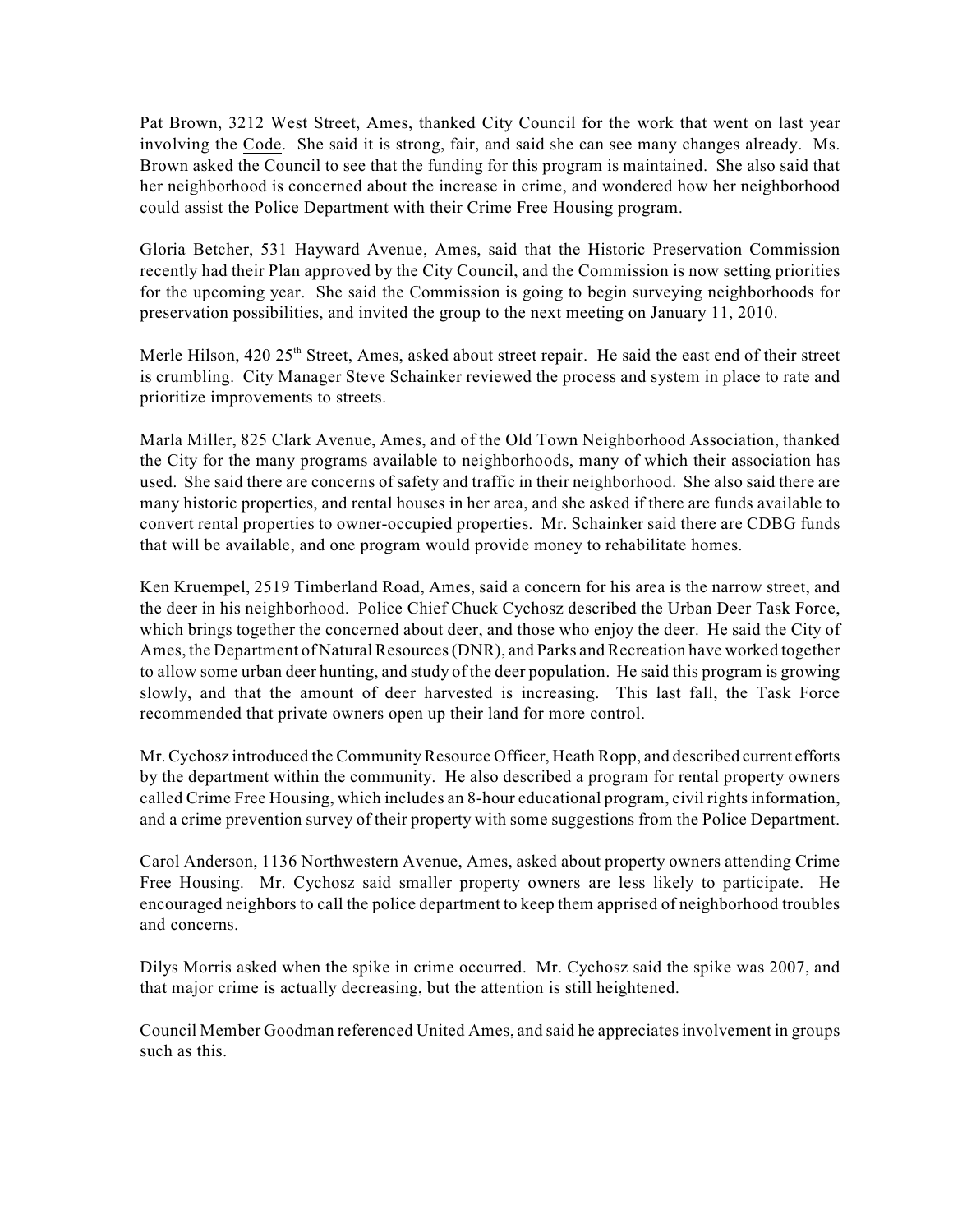Pat Brown, 3212 West Street, Ames, thanked City Council for the work that went on last year involving the Code. She said it is strong, fair, and said she can see many changes already. Ms. Brown asked the Council to see that the funding for this program is maintained. She also said that her neighborhood is concerned about the increase in crime, and wondered how her neighborhood could assist the Police Department with their Crime Free Housing program.

Gloria Betcher, 531 Hayward Avenue, Ames, said that the Historic Preservation Commission recently had their Plan approved by the City Council, and the Commission is now setting priorities for the upcoming year. She said the Commission is going to begin surveying neighborhoods for preservation possibilities, and invited the group to the next meeting on January 11, 2010.

Merle Hilson, 420 25th Street, Ames, asked about street repair. He said the east end of their street is crumbling. City Manager Steve Schainker reviewed the process and system in place to rate and prioritize improvements to streets.

Marla Miller, 825 Clark Avenue, Ames, and of the Old Town Neighborhood Association, thanked the City for the many programs available to neighborhoods, many of which their association has used. She said there are concerns of safety and traffic in their neighborhood. She also said there are many historic properties, and rental houses in her area, and she asked if there are funds available to convert rental properties to owner-occupied properties. Mr. Schainker said there are CDBG funds that will be available, and one program would provide money to rehabilitate homes.

Ken Kruempel, 2519 Timberland Road, Ames, said a concern for his area is the narrow street, and the deer in his neighborhood. Police Chief Chuck Cychosz described the Urban Deer Task Force, which brings together the concerned about deer, and those who enjoy the deer. He said the City of Ames, the Department of Natural Resources (DNR), and Parks and Recreation have worked together to allow some urban deer hunting, and study of the deer population. He said this program is growing slowly, and that the amount of deer harvested is increasing. This last fall, the Task Force recommended that private owners open up their land for more control.

Mr. Cychosz introduced the Community Resource Officer, Heath Ropp, and described current efforts by the department within the community. He also described a program for rental property owners called Crime Free Housing, which includes an 8-hour educational program, civil rights information, and a crime prevention survey of their property with some suggestions from the Police Department.

Carol Anderson, 1136 Northwestern Avenue, Ames, asked about property owners attending Crime Free Housing. Mr. Cychosz said smaller property owners are less likely to participate. He encouraged neighbors to call the police department to keep them apprised of neighborhood troubles and concerns.

Dilys Morris asked when the spike in crime occurred. Mr. Cychosz said the spike was 2007, and that major crime is actually decreasing, but the attention is still heightened.

Council Member Goodman referenced United Ames, and said he appreciates involvement in groups such as this.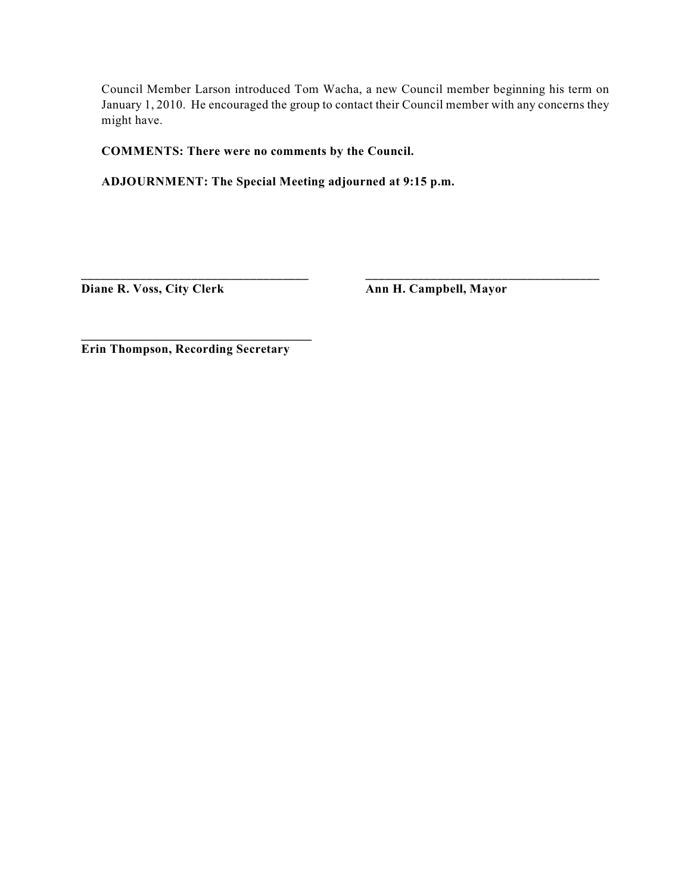Council Member Larson introduced Tom Wacha, a new Council member beginning his term on January 1, 2010. He encouraged the group to contact their Council member with any concerns they might have.

**COMMENTS: There were no comments by the Council.**

**ADJOURNMENT: The Special Meeting adjourned at 9:15 p.m.**

\_\_\_\_\_\_\_\_\_\_\_\_\_\_\_\_\_\_\_\_\_\_\_\_\_\_\_\_\_\_\_\_\_\_\_\_
**Diane R. Voss, City Clerk**

\_\_\_\_\_\_\_\_\_\_\_\_\_\_\_\_\_\_\_\_\_\_\_\_\_\_\_\_\_\_\_\_\_\_\_\_
**Ann H. Campbell, Mayor**

\_\_\_\_\_\_\_\_\_\_\_\_\_\_\_\_\_\_\_\_\_\_\_\_\_\_\_\_\_\_\_\_\_\_\_\_
**Erin Thompson, Recording Secretary**